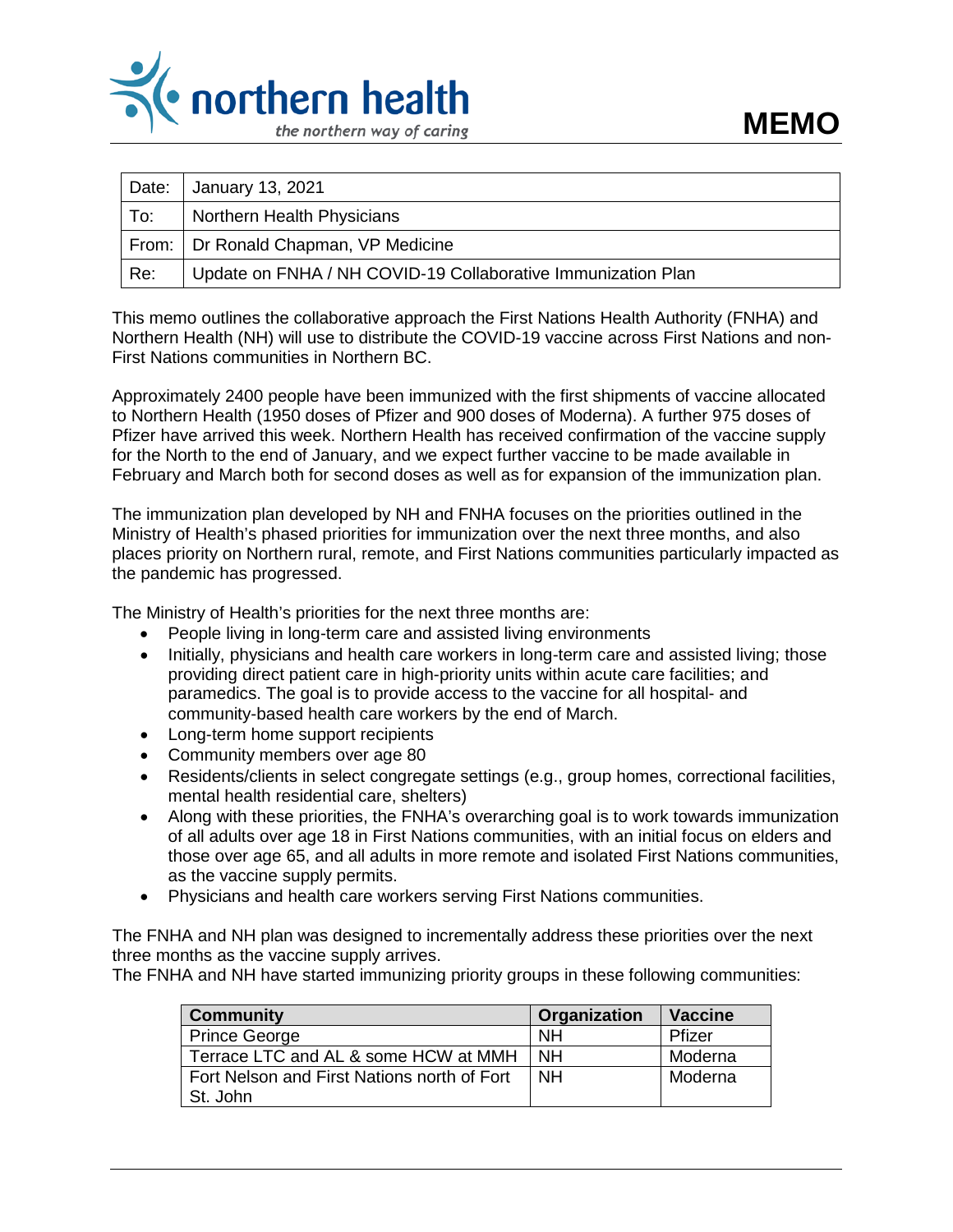northern health
*the northern way of caring*

# MEMO

| Date: | January 13, 2021 |
|---|---|
| To: | Northern Health Physicians |
| From: | Dr Ronald Chapman, VP Medicine |
| Re: | Update on FNHA / NH COVID-19 Collaborative Immunization Plan |

This memo outlines the collaborative approach the First Nations Health Authority (FNHA) and Northern Health (NH) will use to distribute the COVID-19 vaccine across First Nations and non-First Nations communities in Northern BC.

Approximately 2400 people have been immunized with the first shipments of vaccine allocated to Northern Health (1950 doses of Pfizer and 900 doses of Moderna). A further 975 doses of Pfizer have arrived this week. Northern Health has received confirmation of the vaccine supply for the North to the end of January, and we expect further vaccine to be made available in February and March both for second doses as well as for expansion of the immunization plan.

The immunization plan developed by NH and FNHA focuses on the priorities outlined in the Ministry of Health's phased priorities for immunization over the next three months, and also places priority on Northern rural, remote, and First Nations communities particularly impacted as the pandemic has progressed.

The Ministry of Health's priorities for the next three months are:

- People living in long-term care and assisted living environments
- Initially, physicians and health care workers in long-term care and assisted living; those providing direct patient care in high-priority units within acute care facilities; and paramedics. The goal is to provide access to the vaccine for all hospital- and community-based health care workers by the end of March.
- Long-term home support recipients
- Community members over age 80
- Residents/clients in select congregate settings (e.g., group homes, correctional facilities, mental health residential care, shelters)
- Along with these priorities, the FNHA's overarching goal is to work towards immunization of all adults over age 18 in First Nations communities, with an initial focus on elders and those over age 65, and all adults in more remote and isolated First Nations communities, as the vaccine supply permits.
- Physicians and health care workers serving First Nations communities.

The FNHA and NH plan was designed to incrementally address these priorities over the next three months as the vaccine supply arrives.
The FNHA and NH have started immunizing priority groups in these following communities:

| Community | Organization | Vaccine |
|---|---|---|
| Prince George | NH | Pfizer |
| Terrace LTC and AL & some HCW at MMH | NH | Moderna |
| Fort Nelson and First Nations north of Fort St. John | NH | Moderna |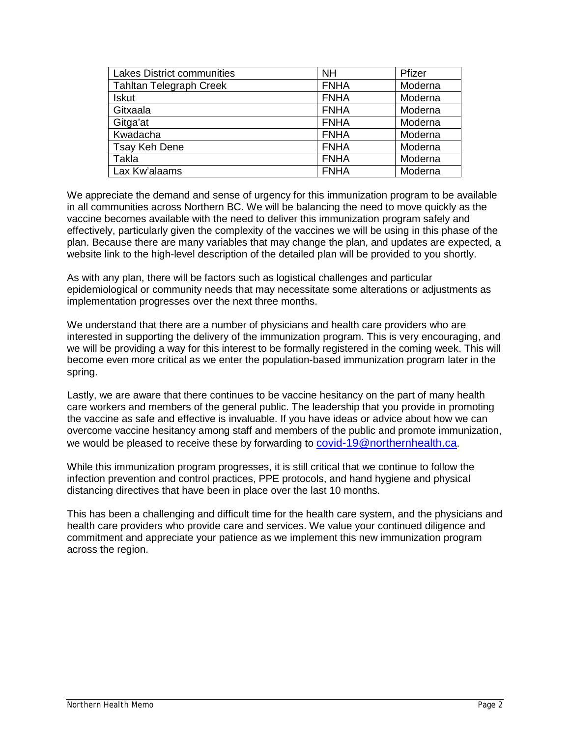| | | |
|---|---|---|
| Lakes District communities | NH | Pfizer |
| Tahltan Telegraph Creek | FNHA | Moderna |
| Iskut | FNHA | Moderna |
| Gitxaala | FNHA | Moderna |
| Gitga'at | FNHA | Moderna |
| Kwadacha | FNHA | Moderna |
| Tsay Keh Dene | FNHA | Moderna |
| Takla | FNHA | Moderna |
| Lax Kw'alaams | FNHA | Moderna |

We appreciate the demand and sense of urgency for this immunization program to be available in all communities across Northern BC. We will be balancing the need to move quickly as the vaccine becomes available with the need to deliver this immunization program safely and effectively, particularly given the complexity of the vaccines we will be using in this phase of the plan. Because there are many variables that may change the plan, and updates are expected, a website link to the high-level description of the detailed plan will be provided to you shortly.

As with any plan, there will be factors such as logistical challenges and particular epidemiological or community needs that may necessitate some alterations or adjustments as implementation progresses over the next three months.

We understand that there are a number of physicians and health care providers who are interested in supporting the delivery of the immunization program. This is very encouraging, and we will be providing a way for this interest to be formally registered in the coming week. This will become even more critical as we enter the population-based immunization program later in the spring.

Lastly, we are aware that there continues to be vaccine hesitancy on the part of many health care workers and members of the general public. The leadership that you provide in promoting the vaccine as safe and effective is invaluable. If you have ideas or advice about how we can overcome vaccine hesitancy among staff and members of the public and promote immunization, we would be pleased to receive these by forwarding to covid-19@northernhealth.ca.

While this immunization program progresses, it is still critical that we continue to follow the infection prevention and control practices, PPE protocols, and hand hygiene and physical distancing directives that have been in place over the last 10 months.

This has been a challenging and difficult time for the health care system, and the physicians and health care providers who provide care and services. We value your continued diligence and commitment and appreciate your patience as we implement this new immunization program across the region.